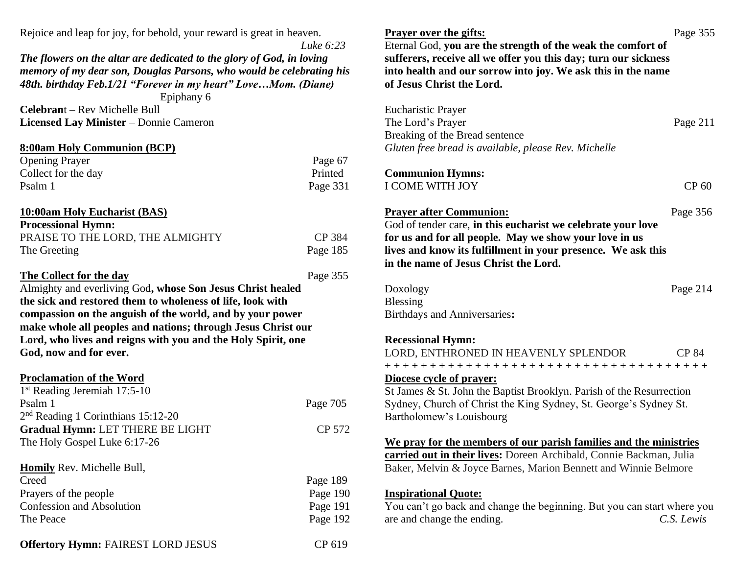Rejoice and leap for joy, for behold, your reward is great in heaven.
*Luke 6:23*

***The flowers on the altar are dedicated to the glory of God, in loving memory of my dear son, Douglas Parsons, who would be celebrating his 48th. birthday Feb.1/21 "Forever in my heart" Love…Mom. (Diane)***

Epiphany 6

**Celebrant** – Rev Michelle Bull
**Licensed Lay Minister** – Donnie Cameron

**8:00am Holy Communion (BCP)**

Opening Prayer — Page 67
Collect for the day — Printed
Psalm 1 — Page 331

**10:00am Holy Eucharist (BAS)**

**Processional Hymn:**
PRAISE TO THE LORD, THE ALMIGHTY — CP 384
The Greeting — Page 185

**The Collect for the day** — Page 355

Almighty and everliving God**, whose Son Jesus Christ healed the sick and restored them to wholeness of life, look with compassion on the anguish of the world, and by your power make whole all peoples and nations; through Jesus Christ our Lord, who lives and reigns with you and the Holy Spirit, one God, now and for ever.**

**Proclamation of the Word**

1st Reading Jeremiah 17:5-10
Psalm 1 — Page 705
2nd Reading 1 Corinthians 15:12-20
**Gradual Hymn:** LET THERE BE LIGHT — CP 572
The Holy Gospel Luke 6:17-26

**Homily** Rev. Michelle Bull,
Creed — Page 189
Prayers of the people — Page 190
Confession and Absolution — Page 191
The Peace — Page 192

**Offertory Hymn:** FAIREST LORD JESUS — CP 619

**Prayer over the gifts:** — Page 355

Eternal God, **you are the strength of the weak the comfort of sufferers, receive all we offer you this day; turn our sickness into health and our sorrow into joy. We ask this in the name of Jesus Christ the Lord.**

Eucharistic Prayer
The Lord's Prayer — Page 211
Breaking of the Bread sentence
*Gluten free bread is available, please Rev. Michelle*

**Communion Hymns:**
I COME WITH JOY — CP 60

**Prayer after Communion:** — Page 356

God of tender care, **in this eucharist we celebrate your love for us and for all people. May we show your love in us lives and know its fulfillment in your presence. We ask this in the name of Jesus Christ the Lord.**

Doxology — Page 214
Blessing
Birthdays and Anniversaries**:**

**Recessional Hymn:**
LORD, ENTHRONED IN HEAVENLY SPLENDOR — CP 84

+ + + + + + + + + + + + + + + + + + + + + + + + + + + + + + + + + + + + +

**Diocese cycle of prayer:**

St James & St. John the Baptist Brooklyn. Parish of the Resurrection Sydney, Church of Christ the King Sydney, St. George's Sydney St. Bartholomew's Louisbourg

**We pray for the members of our parish families and the ministries carried out in their lives:** Doreen Archibald, Connie Backman, Julia Baker, Melvin & Joyce Barnes, Marion Bennett and Winnie Belmore

**Inspirational Quote:**

You can't go back and change the beginning. But you can start where you are and change the ending. *C.S. Lewis*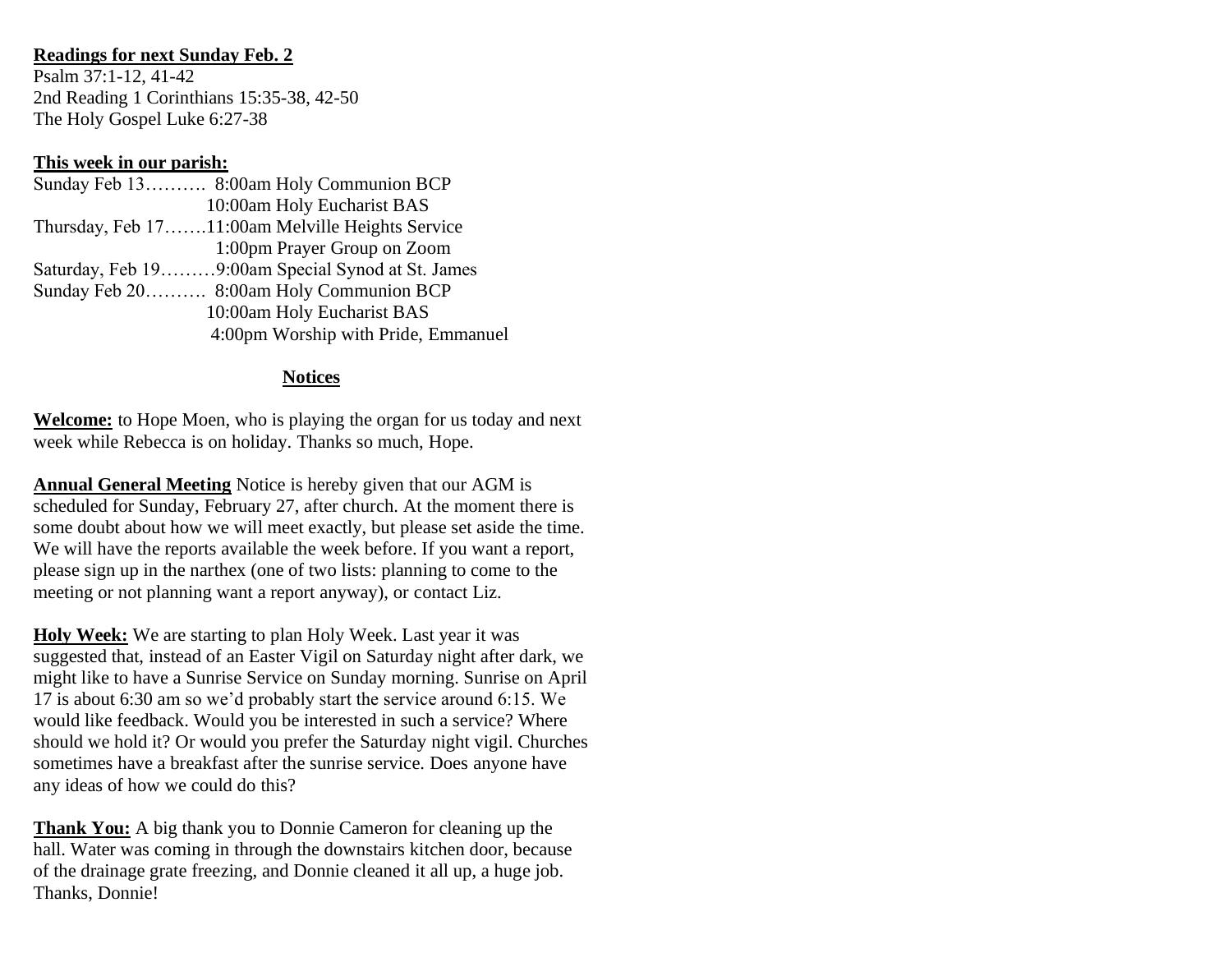**Readings for next Sunday Feb. 2**

Psalm 37:1-12, 41-42
2nd Reading 1 Corinthians 15:35-38, 42-50
The Holy Gospel Luke 6:27-38

**This week in our parish:**

Sunday Feb 13………. 8:00am Holy Communion BCP
10:00am Holy Eucharist BAS
Thursday, Feb 17…….11:00am Melville Heights Service
1:00pm Prayer Group on Zoom
Saturday, Feb 19………9:00am Special Synod at St. James
Sunday Feb 20………. 8:00am Holy Communion BCP
10:00am Holy Eucharist BAS
4:00pm Worship with Pride, Emmanuel

## Notices

**Welcome:** to Hope Moen, who is playing the organ for us today and next week while Rebecca is on holiday. Thanks so much, Hope.

**Annual General Meeting** Notice is hereby given that our AGM is scheduled for Sunday, February 27, after church. At the moment there is some doubt about how we will meet exactly, but please set aside the time. We will have the reports available the week before. If you want a report, please sign up in the narthex (one of two lists: planning to come to the meeting or not planning want a report anyway), or contact Liz.

**Holy Week:** We are starting to plan Holy Week. Last year it was suggested that, instead of an Easter Vigil on Saturday night after dark, we might like to have a Sunrise Service on Sunday morning. Sunrise on April 17 is about 6:30 am so we'd probably start the service around 6:15. We would like feedback. Would you be interested in such a service? Where should we hold it? Or would you prefer the Saturday night vigil. Churches sometimes have a breakfast after the sunrise service. Does anyone have any ideas of how we could do this?

**Thank You:** A big thank you to Donnie Cameron for cleaning up the hall. Water was coming in through the downstairs kitchen door, because of the drainage grate freezing, and Donnie cleaned it all up, a huge job. Thanks, Donnie!